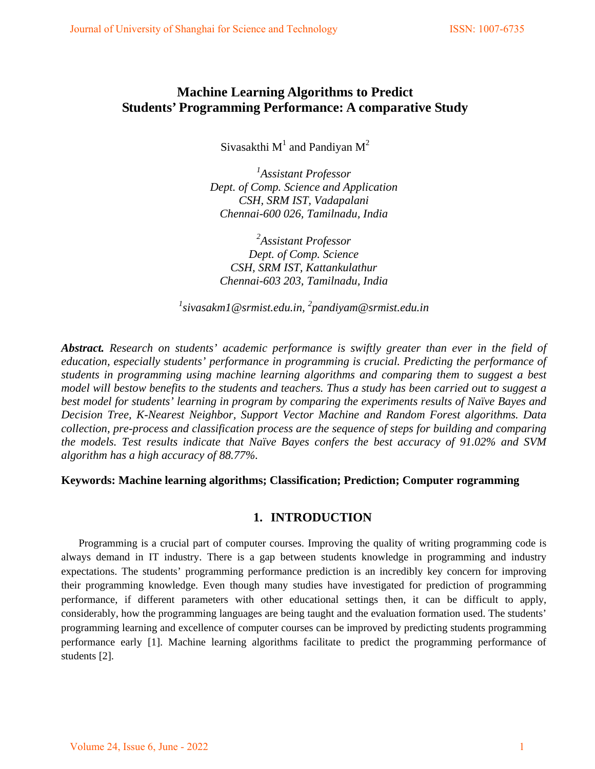# Machine Learning Algorithms to Predict Students' Programming Performance: A comparative Study

Sivasakthi M[1] and Pandiyan M[2]

[1]*Assistant Professor*
*Dept. of Comp. Science and Application*
*CSH, SRM IST, Vadapalani*
*Chennai-600 026, Tamilnadu, India*

[2]*Assistant Professor*
*Dept. of Comp. Science*
*CSH, SRM IST, Kattankulathur*
*Chennai-603 203, Tamilnadu, India*

[1]*sivasakm1@srmist.edu.in*, [2]*pandiyam@srmist.edu.in*

***Abstract.*** *Research on students' academic performance is swiftly greater than ever in the field of education, especially students' performance in programming is crucial. Predicting the performance of students in programming using machine learning algorithms and comparing them to suggest a best model will bestow benefits to the students and teachers. Thus a study has been carried out to suggest a best model for students' learning in program by comparing the experiments results of Naïve Bayes and Decision Tree, K-Nearest Neighbor, Support Vector Machine and Random Forest algorithms. Data collection, pre-process and classification process are the sequence of steps for building and comparing the models. Test results indicate that Naïve Bayes confers the best accuracy of 91.02% and SVM algorithm has a high accuracy of 88.77%.*

**Keywords: Machine learning algorithms; Classification; Prediction; Computer rogramming**

## 1. INTRODUCTION

Programming is a crucial part of computer courses. Improving the quality of writing programming code is always demand in IT industry. There is a gap between students knowledge in programming and industry expectations. The students' programming performance prediction is an incredibly key concern for improving their programming knowledge. Even though many studies have investigated for prediction of programming performance, if different parameters with other educational settings then, it can be difficult to apply, considerably, how the programming languages are being taught and the evaluation formation used. The students' programming learning and excellence of computer courses can be improved by predicting students programming performance early [1]. Machine learning algorithms facilitate to predict the programming performance of students [2].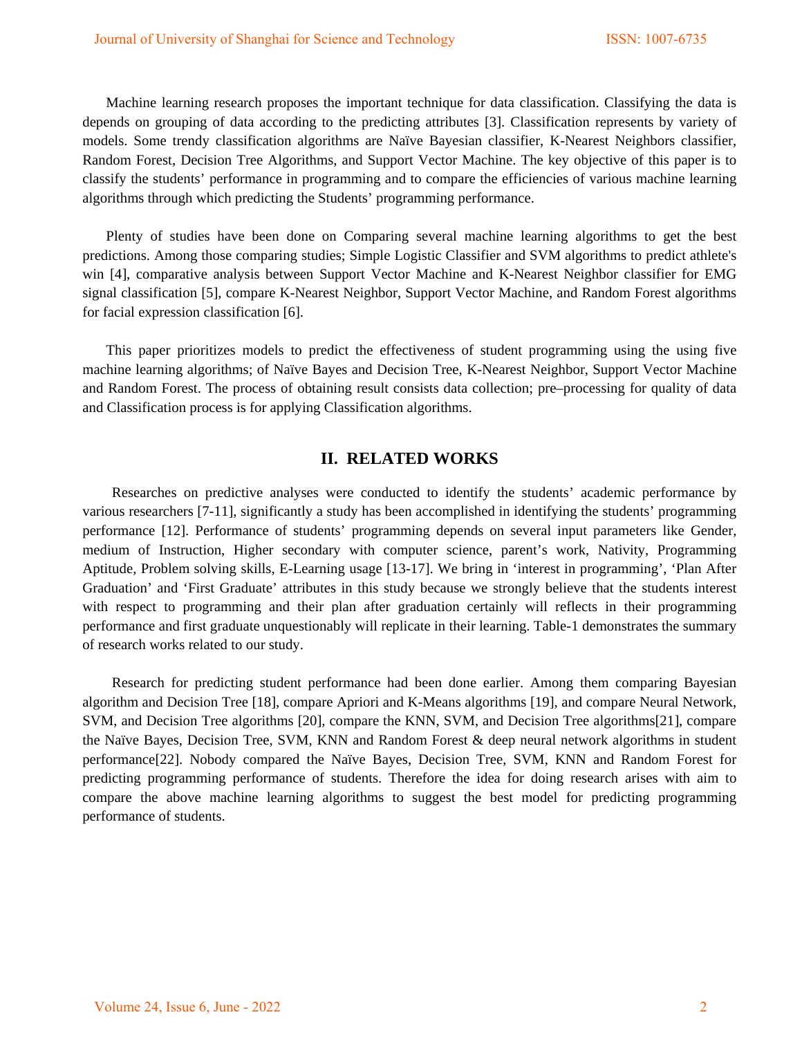Machine learning research proposes the important technique for data classification. Classifying the data is depends on grouping of data according to the predicting attributes [3]. Classification represents by variety of models. Some trendy classification algorithms are Naïve Bayesian classifier, K-Nearest Neighbors classifier, Random Forest, Decision Tree Algorithms, and Support Vector Machine. The key objective of this paper is to classify the students' performance in programming and to compare the efficiencies of various machine learning algorithms through which predicting the Students' programming performance.

Plenty of studies have been done on Comparing several machine learning algorithms to get the best predictions. Among those comparing studies; Simple Logistic Classifier and SVM algorithms to predict athlete's win [4], comparative analysis between Support Vector Machine and K-Nearest Neighbor classifier for EMG signal classification [5], compare K-Nearest Neighbor, Support Vector Machine, and Random Forest algorithms for facial expression classification [6].

This paper prioritizes models to predict the effectiveness of student programming using the using five machine learning algorithms; of Naïve Bayes and Decision Tree, K-Nearest Neighbor, Support Vector Machine and Random Forest. The process of obtaining result consists data collection; pre–processing for quality of data and Classification process is for applying Classification algorithms.

## II. RELATED WORKS

Researches on predictive analyses were conducted to identify the students' academic performance by various researchers [7-11], significantly a study has been accomplished in identifying the students' programming performance [12]. Performance of students' programming depends on several input parameters like Gender, medium of Instruction, Higher secondary with computer science, parent's work, Nativity, Programming Aptitude, Problem solving skills, E-Learning usage [13-17]. We bring in 'interest in programming', 'Plan After Graduation' and 'First Graduate' attributes in this study because we strongly believe that the students interest with respect to programming and their plan after graduation certainly will reflects in their programming performance and first graduate unquestionably will replicate in their learning. Table-1 demonstrates the summary of research works related to our study.

Research for predicting student performance had been done earlier. Among them comparing Bayesian algorithm and Decision Tree [18], compare Apriori and K-Means algorithms [19], and compare Neural Network, SVM, and Decision Tree algorithms [20], compare the KNN, SVM, and Decision Tree algorithms[21], compare the Naïve Bayes, Decision Tree, SVM, KNN and Random Forest & deep neural network algorithms in student performance[22]. Nobody compared the Naïve Bayes, Decision Tree, SVM, KNN and Random Forest for predicting programming performance of students. Therefore the idea for doing research arises with aim to compare the above machine learning algorithms to suggest the best model for predicting programming performance of students.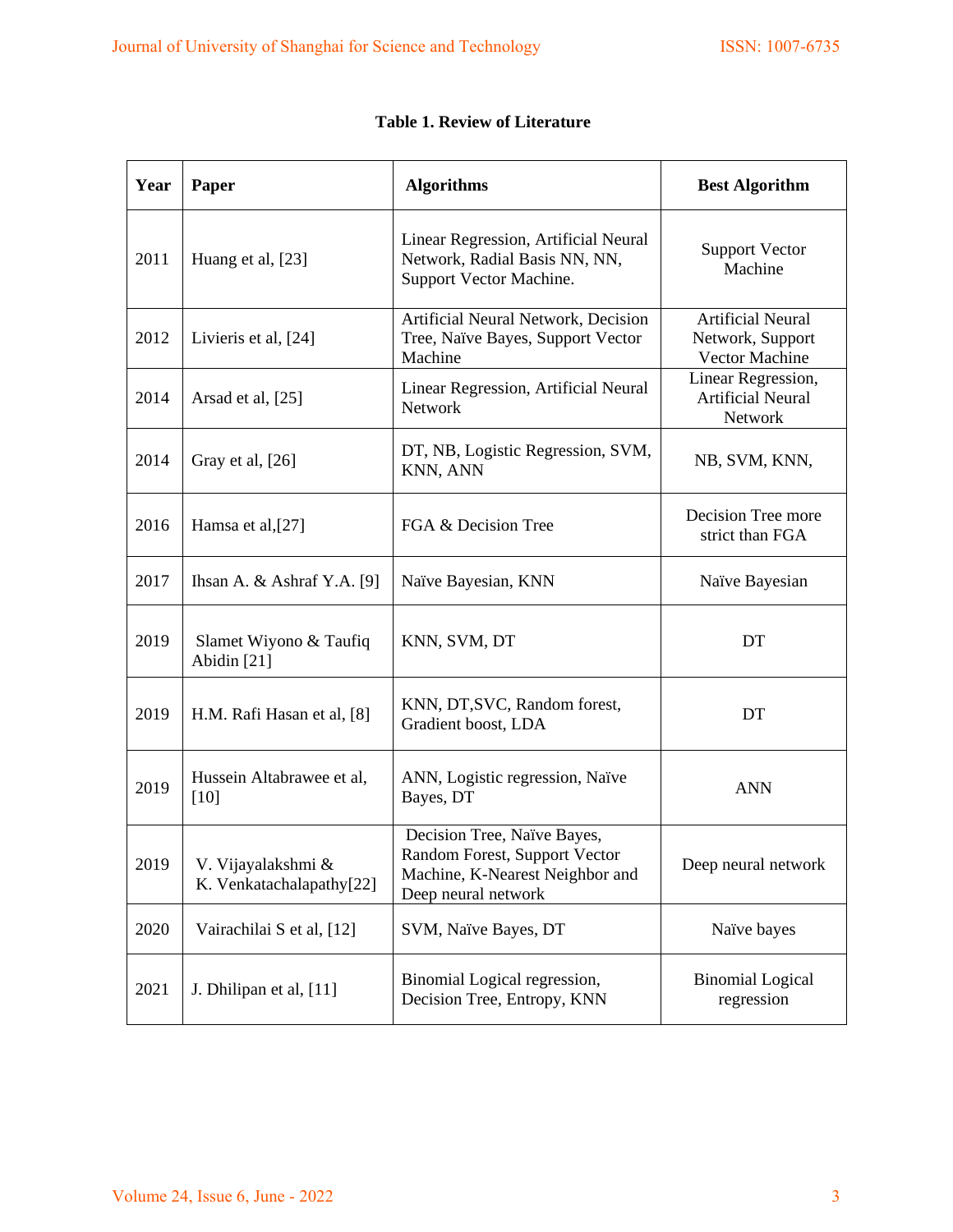**Table 1. Review of Literature**

| Year | Paper | Algorithms | Best Algorithm |
|---|---|---|---|
| 2011 | Huang et al, [23] | Linear Regression, Artificial Neural Network, Radial Basis NN, NN, Support Vector Machine. | Support Vector Machine |
| 2012 | Livieris et al, [24] | Artificial Neural Network, Decision Tree, Naïve Bayes, Support Vector Machine | Artificial Neural Network, Support Vector Machine |
| 2014 | Arsad et al, [25] | Linear Regression, Artificial Neural Network | Linear Regression, Artificial Neural Network |
| 2014 | Gray et al, [26] | DT, NB, Logistic Regression, SVM, KNN, ANN | NB, SVM, KNN, |
| 2016 | Hamsa et al,[27] | FGA & Decision Tree | Decision Tree more strict than FGA |
| 2017 | Ihsan A. & Ashraf Y.A. [9] | Naïve Bayesian, KNN | Naïve Bayesian |
| 2019 | Slamet Wiyono & Taufiq Abidin [21] | KNN, SVM, DT | DT |
| 2019 | H.M. Rafi Hasan et al, [8] | KNN, DT,SVC, Random forest, Gradient boost, LDA | DT |
| 2019 | Hussein Altabrawee et al, [10] | ANN, Logistic regression, Naïve Bayes, DT | ANN |
| 2019 | V. Vijayalakshmi & K. Venkatachalapathy[22] | Decision Tree, Naïve Bayes, Random Forest, Support Vector Machine, K-Nearest Neighbor and Deep neural network | Deep neural network |
| 2020 | Vairachilai S et al, [12] | SVM, Naïve Bayes, DT | Naïve bayes |
| 2021 | J. Dhilipan et al, [11] | Binomial Logical regression, Decision Tree, Entropy, KNN | Binomial Logical regression |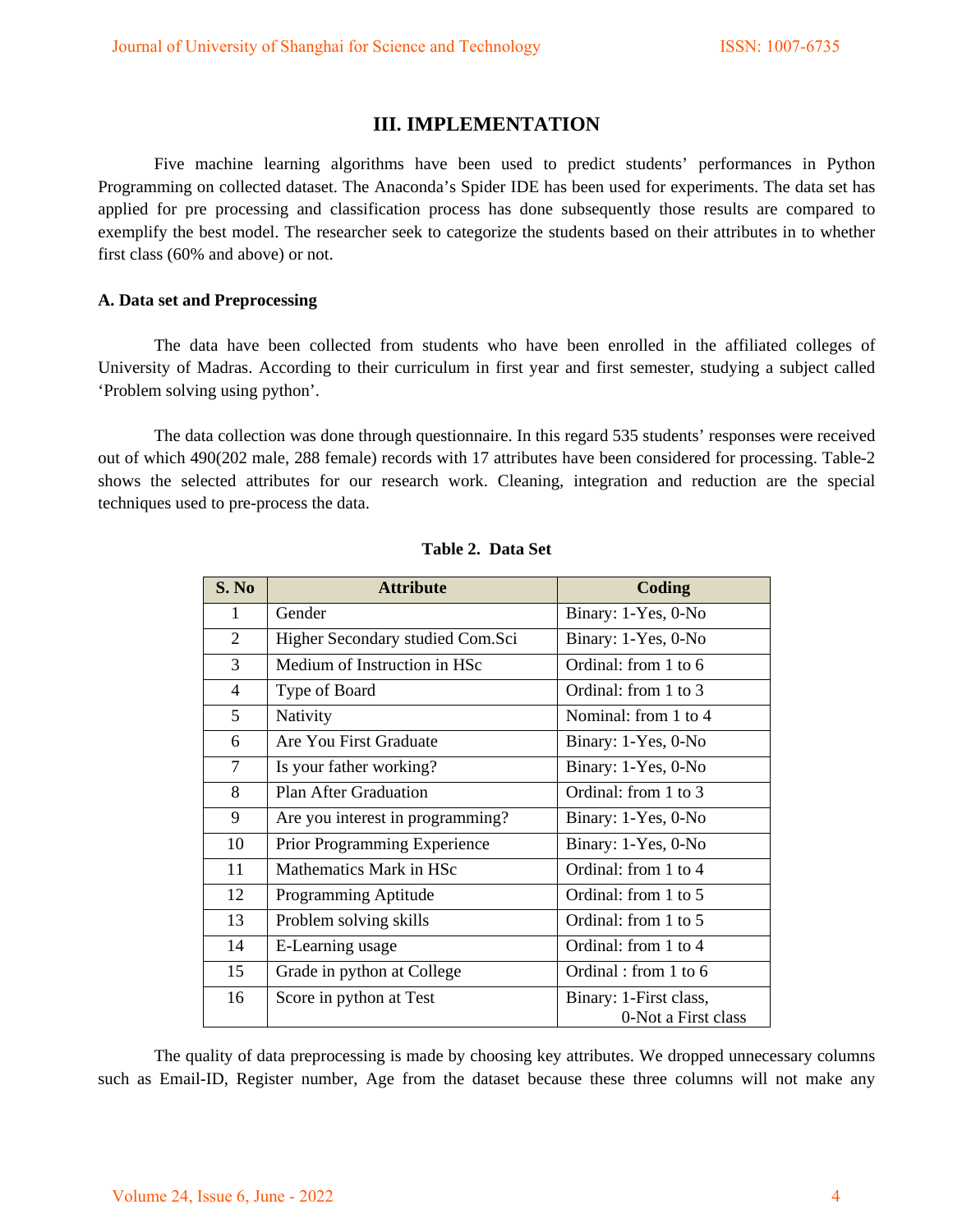## III. IMPLEMENTATION

Five machine learning algorithms have been used to predict students' performances in Python Programming on collected dataset. The Anaconda's Spider IDE has been used for experiments. The data set has applied for pre processing and classification process has done subsequently those results are compared to exemplify the best model. The researcher seek to categorize the students based on their attributes in to whether first class (60% and above) or not.

### A. Data set and Preprocessing

The data have been collected from students who have been enrolled in the affiliated colleges of University of Madras. According to their curriculum in first year and first semester, studying a subject called 'Problem solving using python'.

The data collection was done through questionnaire. In this regard 535 students' responses were received out of which 490(202 male, 288 female) records with 17 attributes have been considered for processing. Table-2 shows the selected attributes for our research work. Cleaning, integration and reduction are the special techniques used to pre-process the data.

**Table 2. Data Set**

| S. No | Attribute | Coding |
|---|---|---|
| 1 | Gender | Binary: 1-Yes, 0-No |
| 2 | Higher Secondary studied Com.Sci | Binary: 1-Yes, 0-No |
| 3 | Medium of Instruction in HSc | Ordinal: from 1 to 6 |
| 4 | Type of Board | Ordinal: from 1 to 3 |
| 5 | Nativity | Nominal: from 1 to 4 |
| 6 | Are You First Graduate | Binary: 1-Yes, 0-No |
| 7 | Is your father working? | Binary: 1-Yes, 0-No |
| 8 | Plan After Graduation | Ordinal: from 1 to 3 |
| 9 | Are you interest in programming? | Binary: 1-Yes, 0-No |
| 10 | Prior Programming Experience | Binary: 1-Yes, 0-No |
| 11 | Mathematics Mark in HSc | Ordinal: from 1 to 4 |
| 12 | Programming Aptitude | Ordinal: from 1 to 5 |
| 13 | Problem solving skills | Ordinal: from 1 to 5 |
| 14 | E-Learning usage | Ordinal: from 1 to 4 |
| 15 | Grade in python at College | Ordinal : from 1 to 6 |
| 16 | Score in python at Test | Binary: 1-First class, 0-Not a First class |

The quality of data preprocessing is made by choosing key attributes. We dropped unnecessary columns such as Email-ID, Register number, Age from the dataset because these three columns will not make any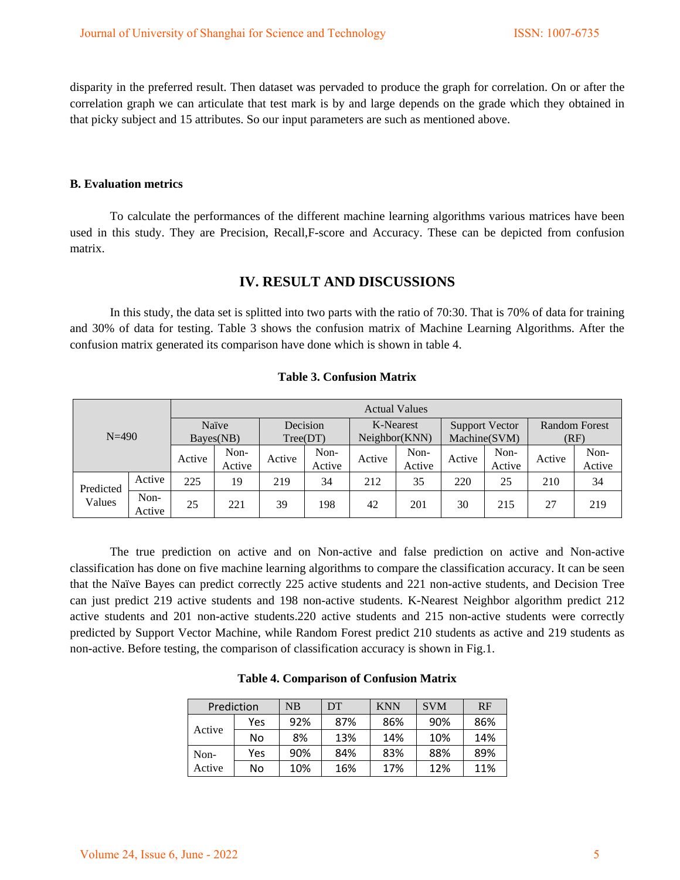disparity in the preferred result. Then dataset was pervaded to produce the graph for correlation. On or after the correlation graph we can articulate that test mark is by and large depends on the grade which they obtained in that picky subject and 15 attributes. So our input parameters are such as mentioned above.

### B. Evaluation metrics

To calculate the performances of the different machine learning algorithms various matrices have been used in this study. They are Precision, Recall,F-score and Accuracy. These can be depicted from confusion matrix.

## IV. RESULT AND DISCUSSIONS

In this study, the data set is splitted into two parts with the ratio of 70:30. That is 70% of data for training and 30% of data for testing. Table 3 shows the confusion matrix of Machine Learning Algorithms. After the confusion matrix generated its comparison have done which is shown in table 4.

**Table 3. Confusion Matrix**

| N=490 | | Actual Values | | | | | | | | | |
|---|---|---|---|---|---|---|---|---|---|---|---|
| | | Naïve Bayes(NB) | | Decision Tree(DT) | | K-Nearest Neighbor(KNN) | | Support Vector Machine(SVM) | | Random Forest (RF) | |
| | | Active | Non-Active | Active | Non-Active | Active | Non-Active | Active | Non-Active | Active | Non-Active |
| Predicted Values | Active | 225 | 19 | 219 | 34 | 212 | 35 | 220 | 25 | 210 | 34 |
| | Non-Active | 25 | 221 | 39 | 198 | 42 | 201 | 30 | 215 | 27 | 219 |

The true prediction on active and on Non-active and false prediction on active and Non-active classification has done on five machine learning algorithms to compare the classification accuracy. It can be seen that the Naïve Bayes can predict correctly 225 active students and 221 non-active students, and Decision Tree can just predict 219 active students and 198 non-active students. K-Nearest Neighbor algorithm predict 212 active students and 201 non-active students.220 active students and 215 non-active students were correctly predicted by Support Vector Machine, while Random Forest predict 210 students as active and 219 students as non-active. Before testing, the comparison of classification accuracy is shown in Fig.1.

**Table 4. Comparison of Confusion Matrix**

| Prediction | | NB | DT | KNN | SVM | RF |
|---|---|---|---|---|---|---|
| Active | Yes | 92% | 87% | 86% | 90% | 86% |
| | No | 8% | 13% | 14% | 10% | 14% |
| Non-Active | Yes | 90% | 84% | 83% | 88% | 89% |
| | No | 10% | 16% | 17% | 12% | 11% |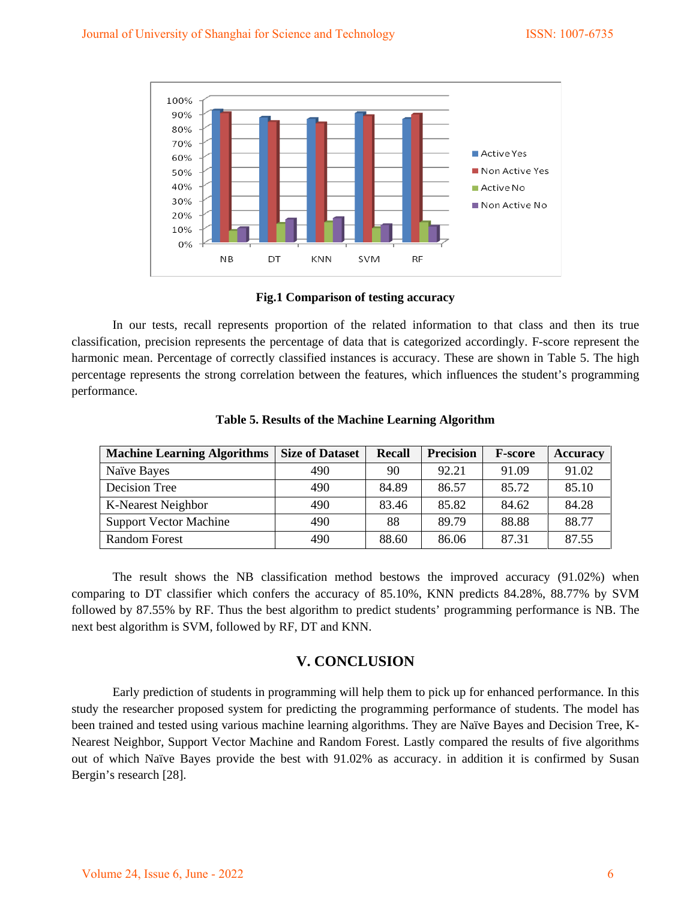**Fig.1 Comparison of testing accuracy**

In our tests, recall represents proportion of the related information to that class and then its true classification, precision represents the percentage of data that is categorized accordingly. F-score represent the harmonic mean. Percentage of correctly classified instances is accuracy. These are shown in Table 5. The high percentage represents the strong correlation between the features, which influences the student's programming performance.

**Table 5. Results of the Machine Learning Algorithm**

| Machine Learning Algorithms | Size of Dataset | Recall | Precision | F-score | Accuracy |
|---|---|---|---|---|---|
| Naïve Bayes | 490 | 90 | 92.21 | 91.09 | 91.02 |
| Decision Tree | 490 | 84.89 | 86.57 | 85.72 | 85.10 |
| K-Nearest Neighbor | 490 | 83.46 | 85.82 | 84.62 | 84.28 |
| Support Vector Machine | 490 | 88 | 89.79 | 88.88 | 88.77 |
| Random Forest | 490 | 88.60 | 86.06 | 87.31 | 87.55 |

The result shows the NB classification method bestows the improved accuracy (91.02%) when comparing to DT classifier which confers the accuracy of 85.10%, KNN predicts 84.28%, 88.77% by SVM followed by 87.55% by RF. Thus the best algorithm to predict students' programming performance is NB. The next best algorithm is SVM, followed by RF, DT and KNN.

## V. CONCLUSION

Early prediction of students in programming will help them to pick up for enhanced performance. In this study the researcher proposed system for predicting the programming performance of students. The model has been trained and tested using various machine learning algorithms. They are Naïve Bayes and Decision Tree, K-Nearest Neighbor, Support Vector Machine and Random Forest. Lastly compared the results of five algorithms out of which Naïve Bayes provide the best with 91.02% as accuracy. in addition it is confirmed by Susan Bergin's research [28].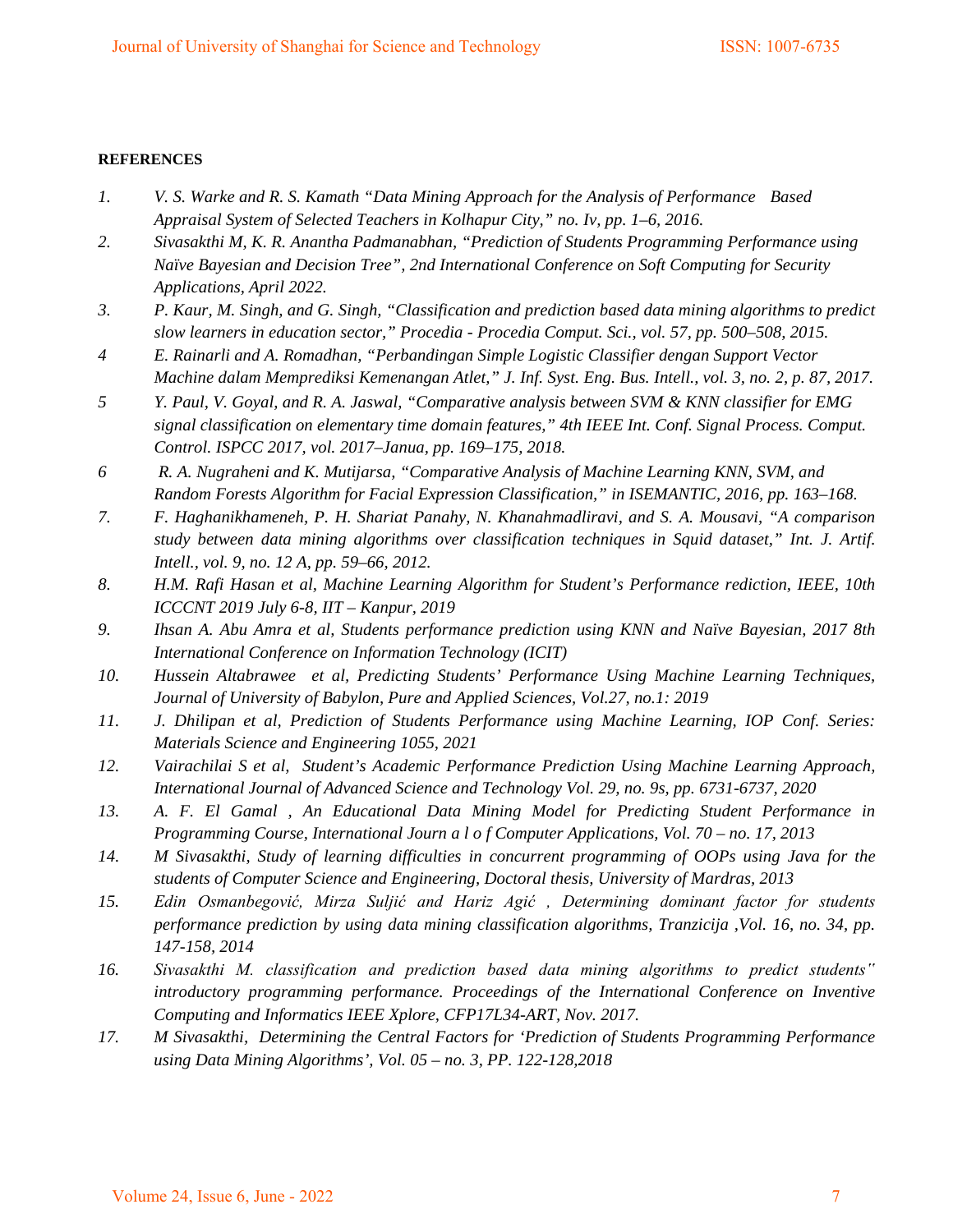**REFERENCES**

1. *V. S. Warke and R. S. Kamath "Data Mining Approach for the Analysis of Performance Based Appraisal System of Selected Teachers in Kolhapur City," no. Iv, pp. 1–6, 2016.*
2. *Sivasakthi M, K. R. Anantha Padmanabhan, "Prediction of Students Programming Performance using Naïve Bayesian and Decision Tree", 2nd International Conference on Soft Computing for Security Applications, April 2022.*
3. *P. Kaur, M. Singh, and G. Singh, "Classification and prediction based data mining algorithms to predict slow learners in education sector," Procedia - Procedia Comput. Sci., vol. 57, pp. 500–508, 2015.*
4. *E. Rainarli and A. Romadhan, "Perbandingan Simple Logistic Classifier dengan Support Vector Machine dalam Memprediksi Kemenangan Atlet," J. Inf. Syst. Eng. Bus. Intell., vol. 3, no. 2, p. 87, 2017.*
5. *Y. Paul, V. Goyal, and R. A. Jaswal, "Comparative analysis between SVM & KNN classifier for EMG signal classification on elementary time domain features," 4th IEEE Int. Conf. Signal Process. Comput. Control. ISPCC 2017, vol. 2017–Janua, pp. 169–175, 2018.*
6. *R. A. Nugraheni and K. Mutijarsa, "Comparative Analysis of Machine Learning KNN, SVM, and Random Forests Algorithm for Facial Expression Classification," in ISEMANTIC, 2016, pp. 163–168.*
7. *F. Haghanikhameneh, P. H. Shariat Panahy, N. Khanahmadliravi, and S. A. Mousavi, "A comparison study between data mining algorithms over classification techniques in Squid dataset," Int. J. Artif. Intell., vol. 9, no. 12 A, pp. 59–66, 2012.*
8. *H.M. Rafi Hasan et al, Machine Learning Algorithm for Student's Performance rediction, IEEE, 10th ICCCNT 2019 July 6-8, IIT – Kanpur, 2019*
9. *Ihsan A. Abu Amra et al, Students performance prediction using KNN and Naïve Bayesian, 2017 8th International Conference on Information Technology (ICIT)*
10. *Hussein Altabrawee et al, Predicting Students' Performance Using Machine Learning Techniques, Journal of University of Babylon, Pure and Applied Sciences, Vol.27, no.1: 2019*
11. *J. Dhilipan et al, Prediction of Students Performance using Machine Learning, IOP Conf. Series: Materials Science and Engineering 1055, 2021*
12. *Vairachilai S et al, Student's Academic Performance Prediction Using Machine Learning Approach, International Journal of Advanced Science and Technology Vol. 29, no. 9s, pp. 6731-6737, 2020*
13. *A. F. El Gamal , An Educational Data Mining Model for Predicting Student Performance in Programming Course, International Journ a l o f Computer Applications, Vol. 70 – no. 17, 2013*
14. *M Sivasakthi, Study of learning difficulties in concurrent programming of OOPs using Java for the students of Computer Science and Engineering, Doctoral thesis, University of Mardras, 2013*
15. *Edin Osmanbegović, Mirza Suljić and Hariz Agić , Determining dominant factor for students performance prediction by using data mining classification algorithms, Tranzicija ,Vol. 16, no. 34, pp. 147-158, 2014*
16. *Sivasakthi M. classification and prediction based data mining algorithms to predict students" introductory programming performance. Proceedings of the International Conference on Inventive Computing and Informatics IEEE Xplore, CFP17L34-ART, Nov. 2017.*
17. *M Sivasakthi, Determining the Central Factors for 'Prediction of Students Programming Performance using Data Mining Algorithms', Vol. 05 – no. 3, PP. 122-128,2018*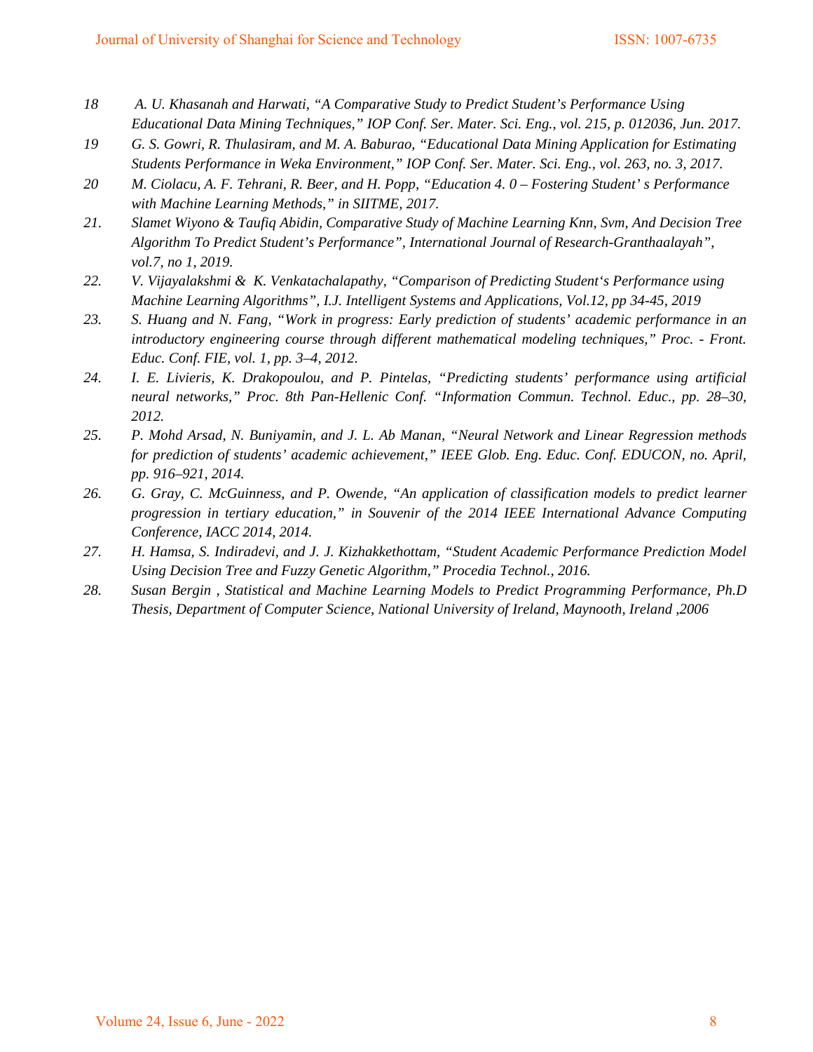18 *A. U. Khasanah and Harwati, "A Comparative Study to Predict Student's Performance Using Educational Data Mining Techniques," IOP Conf. Ser. Mater. Sci. Eng., vol. 215, p. 012036, Jun. 2017.*

19 *G. S. Gowri, R. Thulasiram, and M. A. Baburao, "Educational Data Mining Application for Estimating Students Performance in Weka Environment," IOP Conf. Ser. Mater. Sci. Eng., vol. 263, no. 3, 2017.*

20 *M. Ciolacu, A. F. Tehrani, R. Beer, and H. Popp, "Education 4. 0 – Fostering Student' s Performance with Machine Learning Methods," in SIITME, 2017.*

21. *Slamet Wiyono & Taufiq Abidin, Comparative Study of Machine Learning Knn, Svm, And Decision Tree Algorithm To Predict Student's Performance", International Journal of Research-Granthaalayah", vol.7, no 1, 2019.*

22. *V. Vijayalakshmi & K. Venkatachalapathy, "Comparison of Predicting Student's Performance using Machine Learning Algorithms", I.J. Intelligent Systems and Applications, Vol.12, pp 34-45, 2019*

23. *S. Huang and N. Fang, "Work in progress: Early prediction of students' academic performance in an introductory engineering course through different mathematical modeling techniques," Proc. - Front. Educ. Conf. FIE, vol. 1, pp. 3–4, 2012.*

24. *I. E. Livieris, K. Drakopoulou, and P. Pintelas, "Predicting students' performance using artificial neural networks," Proc. 8th Pan-Hellenic Conf. "Information Commun. Technol. Educ., pp. 28–30, 2012.*

25. *P. Mohd Arsad, N. Buniyamin, and J. L. Ab Manan, "Neural Network and Linear Regression methods for prediction of students' academic achievement," IEEE Glob. Eng. Educ. Conf. EDUCON, no. April, pp. 916–921, 2014.*

26. *G. Gray, C. McGuinness, and P. Owende, "An application of classification models to predict learner progression in tertiary education," in Souvenir of the 2014 IEEE International Advance Computing Conference, IACC 2014, 2014.*

27. *H. Hamsa, S. Indiradevi, and J. J. Kizhakkethottam, "Student Academic Performance Prediction Model Using Decision Tree and Fuzzy Genetic Algorithm," Procedia Technol., 2016.*

28. *Susan Bergin , Statistical and Machine Learning Models to Predict Programming Performance, Ph.D Thesis, Department of Computer Science, National University of Ireland, Maynooth, Ireland ,2006*